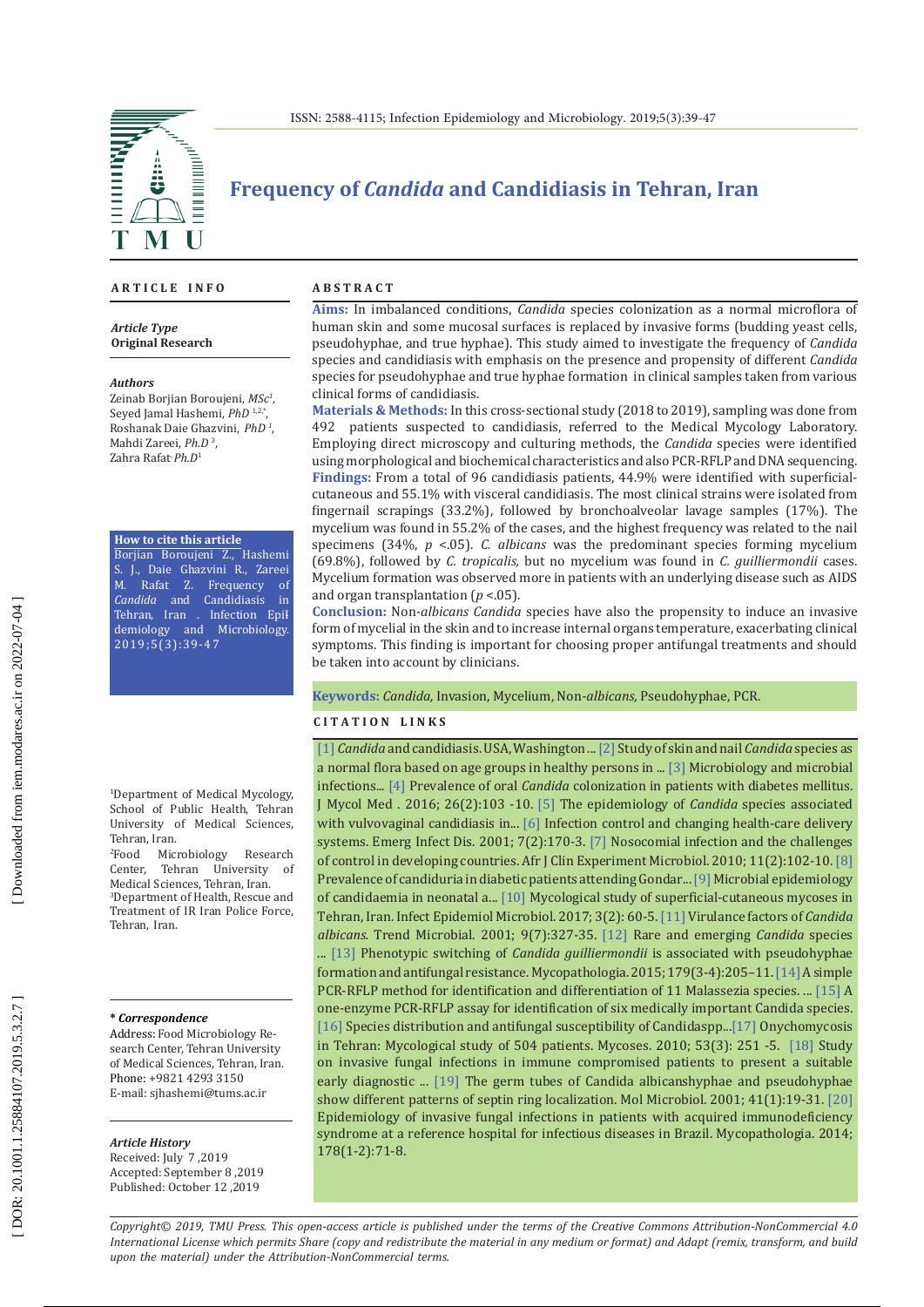# Frequency of *Candida* and Candidiasis in Tehran, Iran

## ARTICLE INFO

*Article Type*
**Original Research**

*Authors*
Zeinab Borjian Boroujeni, *MSc*[1],
Seyed Jamal Hashemi, *PhD* [1,2,*],
Roshanak Daie Ghazvini, *PhD* [1],
Mahdi Zareei, *Ph.D* [3],
Zahra Rafat *Ph.D*[1]

**How to cite this article**
Borjian Boroujeni Z., Hashemi S. J., Daie Ghazvini R., Zareei M. Rafat Z. Frequency of *Candida* and Candidiasis in Tehran, Iran . Infection Epidemiology and Microbiology. 2019;5(3):39-47

[1]Department of Medical Mycology, School of Public Health, Tehran University of Medical Sciences, Tehran, Iran.
[2]Food Microbiology Research Center, Tehran University of Medical Sciences, Tehran, Iran.
[3]Department of Health, Rescue and Treatment of IR Iran Police Force, Tehran, Iran.

**\* *Correspondence***
Address: Food Microbiology Research Center, Tehran University of Medical Sciences, Tehran, Iran.
Phone: +9821 4293 3150
E-mail: sjhashemi@tums.ac.ir

*Article History*
Received: July 7 ,2019
Accepted: September 8 ,2019
Published: October 12 ,2019

## ABSTRACT

**Aims:** In imbalanced conditions, *Candida* species colonization as a normal microflora of human skin and some mucosal surfaces is replaced by invasive forms (budding yeast cells, pseudohyphae, and true hyphae). This study aimed to investigate the frequency of *Candida* species and candidiasis with emphasis on the presence and propensity of different *Candida* species for pseudohyphae and true hyphae formation in clinical samples taken from various clinical forms of candidiasis.

**Materials & Methods:** In this cross-sectional study (2018 to 2019), sampling was done from 492 patients suspected to candidiasis, referred to the Medical Mycology Laboratory. Employing direct microscopy and culturing methods, the *Candida* species were identified using morphological and biochemical characteristics and also PCR-RFLP and DNA sequencing.

**Findings:** From a total of 96 candidiasis patients, 44.9% were identified with superficial-cutaneous and 55.1% with visceral candidiasis. The most clinical strains were isolated from fingernail scrapings (33.2%), followed by bronchoalveolar lavage samples (17%). The mycelium was found in 55.2% of the cases, and the highest frequency was related to the nail specimens (34%, $p$ <.05). *C. albicans* was the predominant species forming mycelium (69.8%), followed by *C. tropicalis,* but no mycelium was found in *C. guilliermondii* cases. Mycelium formation was observed more in patients with an underlying disease such as AIDS and organ transplantation ($p$ <.05).

**Conclusion:** Non-*albicans Candida* species have also the propensity to induce an invasive form of mycelial in the skin and to increase internal organs temperature, exacerbating clinical symptoms. This finding is important for choosing proper antifungal treatments and should be taken into account by clinicians.

**Keywords:** *Candida,* Invasion, Mycelium, Non-*albicans,* Pseudohyphae, PCR.

## CITATION LINKS

[1] *Candida* and candidiasis. USA, Washington ... [2] Study of skin and nail *Candida* species as a normal flora based on age groups in healthy persons in ... [3] Microbiology and microbial infections... [4] Prevalence of oral *Candida* colonization in patients with diabetes mellitus. J Mycol Med . 2016; 26(2):103 -10. [5] The epidemiology of *Candida* species associated with vulvovaginal candidiasis in... [6] Infection control and changing health-care delivery systems. Emerg Infect Dis. 2001; 7(2):170-3. [7] Nosocomial infection and the challenges of control in developing countries. Afr J Clin Experiment Microbiol. 2010; 11(2):102-10. [8] Prevalence of candiduria in diabetic patients attending Gondar... [9] Microbial epidemiology of candidaemia in neonatal a... [10] Mycological study of superficial-cutaneous mycoses in Tehran, Iran. Infect Epidemiol Microbiol. 2017; 3(2): 60-5. [11] Virulance factors of *Candida albicans.* Trend Microbial. 2001; 9(7):327-35. [12] Rare and emerging *Candida* species ... [13] Phenotypic switching of *Candida guilliermondii* is associated with pseudohyphae formation and antifungal resistance. Mycopathologia. 2015; 179(3-4):205–11. [14] A simple PCR-RFLP method for identification and differentiation of 11 Malassezia species. ... [15] A one-enzyme PCR-RFLP assay for identification of six medically important Candida species. [16] Species distribution and antifungal susceptibility of Candidaspp...[17] Onychomycosis in Tehran: Mycological study of 504 patients. Mycoses. 2010; 53(3): 251 -5. [18] Study on invasive fungal infections in immune compromised patients to present a suitable early diagnostic ... [19] The germ tubes of Candida albicanshyphae and pseudohyphae show different patterns of septin ring localization. Mol Microbiol. 2001; 41(1):19-31. [20] Epidemiology of invasive fungal infections in patients with acquired immunodeficiency syndrome at a reference hospital for infectious diseases in Brazil. Mycopathologia. 2014; 178(1-2):71-8.

*Copyright© 2019, TMU Press. This open-access article is published under the terms of the Creative Commons Attribution-NonCommercial 4.0 International License which permits Share (copy and redistribute the material in any medium or format) and Adapt (remix, transform, and build upon the material) under the Attribution-NonCommercial terms.*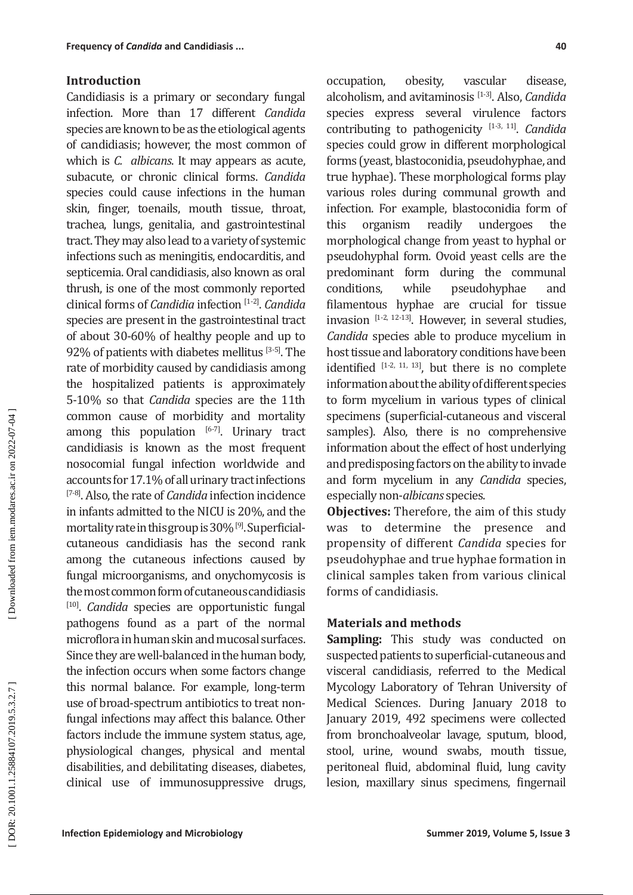## Introduction

Candidiasis is a primary or secondary fungal infection. More than 17 different *Candida* species are known to be as the etiological agents of candidiasis; however, the most common of which is *C. albicans*. It may appears as acute, subacute, or chronic clinical forms. *Candida* species could cause infections in the human skin, finger, toenails, mouth tissue, throat, trachea, lungs, genitalia, and gastrointestinal tract. They may also lead to a variety of systemic infections such as meningitis, endocarditis, and septicemia. Oral candidiasis, also known as oral thrush, is one of the most commonly reported clinical forms of *Candidia* infection [1-2]. *Candida* species are present in the gastrointestinal tract of about 30-60% of healthy people and up to 92% of patients with diabetes mellitus [3-5]. The rate of morbidity caused by candidiasis among the hospitalized patients is approximately 5-10% so that *Candida* species are the 11th common cause of morbidity and mortality among this population [6-7]. Urinary tract candidiasis is known as the most frequent nosocomial fungal infection worldwide and accounts for 17.1% of all urinary tract infections [7-8]. Also, the rate of *Candida* infection incidence in infants admitted to the NICU is 20%, and the mortality rate in this group is 30% [9]. Superficial-cutaneous candidiasis has the second rank among the cutaneous infections caused by fungal microorganisms, and onychomycosis is the most common form of cutaneous candidiasis [10]. *Candida* species are opportunistic fungal pathogens found as a part of the normal microflora in human skin and mucosal surfaces. Since they are well-balanced in the human body, the infection occurs when some factors change this normal balance. For example, long-term use of broad-spectrum antibiotics to treat non-fungal infections may affect this balance. Other factors include the immune system status, age, physiological changes, physical and mental disabilities, and debilitating diseases, diabetes, clinical use of immunosuppressive drugs, occupation, obesity, vascular disease, alcoholism, and avitaminosis [1-3]. Also, *Candida* species express several virulence factors contributing to pathogenicity [1-3, 11]. *Candida* species could grow in different morphological forms (yeast, blastoconidia, pseudohyphae, and true hyphae). These morphological forms play various roles during communal growth and infection. For example, blastoconidia form of this organism readily undergoes the morphological change from yeast to hyphal or pseudohyphal form. Ovoid yeast cells are the predominant form during the communal conditions, while pseudohyphae and filamentous hyphae are crucial for tissue invasion [1-2, 12-13]. However, in several studies, *Candida* species able to produce mycelium in host tissue and laboratory conditions have been identified [1-2, 11, 13], but there is no complete information about the ability of different species to form mycelium in various types of clinical specimens (superficial-cutaneous and visceral samples). Also, there is no comprehensive information about the effect of host underlying and predisposing factors on the ability to invade and form mycelium in any *Candida* species, especially non-*albicans* species.

**Objectives:** Therefore, the aim of this study was to determine the presence and propensity of different *Candida* species for pseudohyphae and true hyphae formation in clinical samples taken from various clinical forms of candidiasis.

## Materials and methods

**Sampling:** This study was conducted on suspected patients to superficial-cutaneous and visceral candidiasis, referred to the Medical Mycology Laboratory of Tehran University of Medical Sciences. During January 2018 to January 2019, 492 specimens were collected from bronchoalveolar lavage, sputum, blood, stool, urine, wound swabs, mouth tissue, peritoneal fluid, abdominal fluid, lung cavity lesion, maxillary sinus specimens, fingernail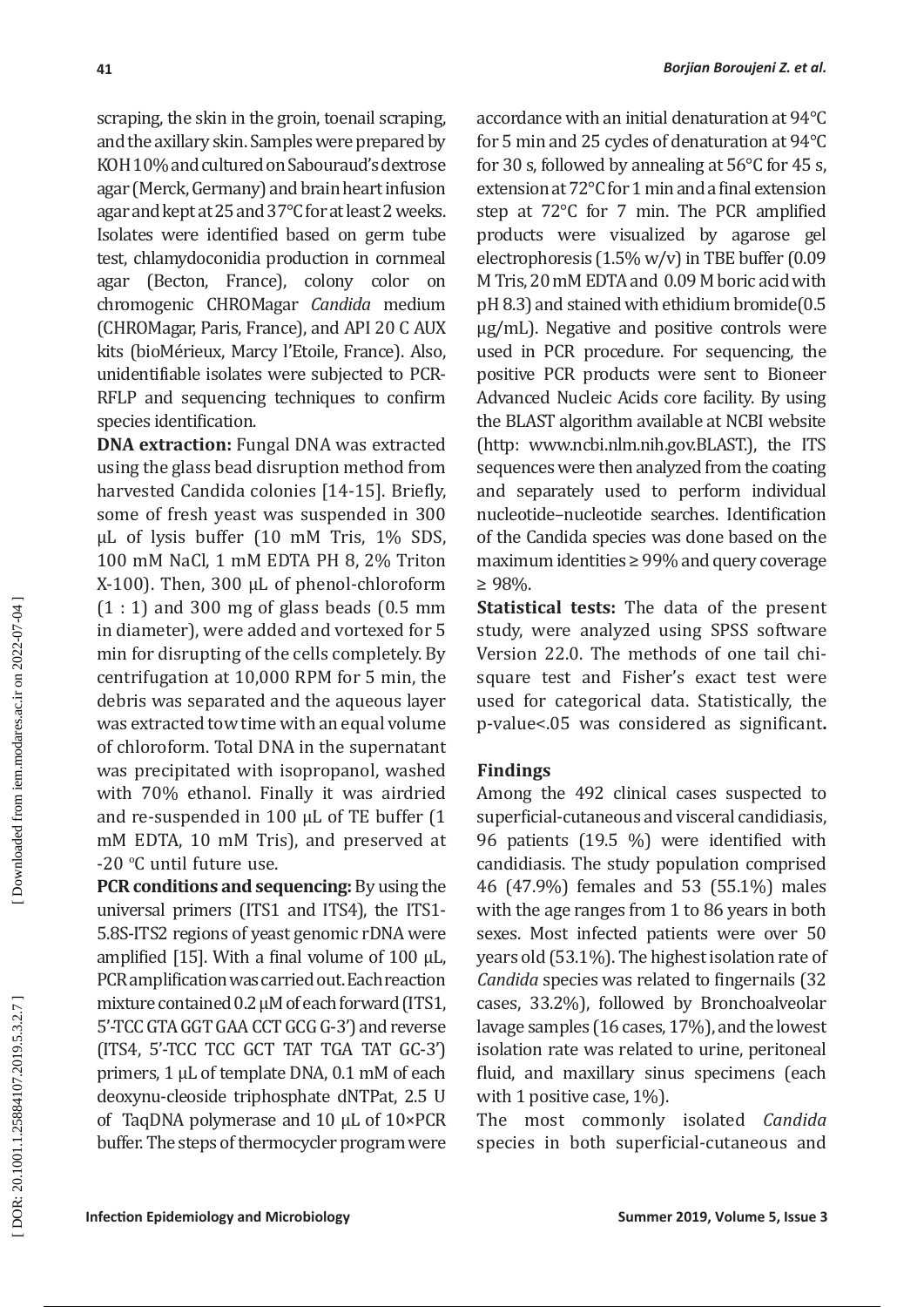scraping, the skin in the groin, toenail scraping, and the axillary skin. Samples were prepared by KOH 10% and cultured on Sabouraud's dextrose agar (Merck, Germany) and brain heart infusion agar and kept at 25 and 37°C for at least 2 weeks. Isolates were identified based on germ tube test, chlamydoconidia production in cornmeal agar (Becton, France), colony color on chromogenic CHROMagar *Candida* medium (CHROMagar, Paris, France), and API 20 C AUX kits (bioMérieux, Marcy l'Etoile, France). Also, unidentifiable isolates were subjected to PCR-RFLP and sequencing techniques to confirm species identification.

**DNA extraction:** Fungal DNA was extracted using the glass bead disruption method from harvested Candida colonies [14-15]. Briefly, some of fresh yeast was suspended in 300 µL of lysis buffer (10 mM Tris, 1% SDS, 100 mM NaCl, 1 mM EDTA PH 8, 2% Triton X-100). Then, 300 µL of phenol-chloroform (1 : 1) and 300 mg of glass beads (0.5 mm in diameter), were added and vortexed for 5 min for disrupting of the cells completely. By centrifugation at 10,000 RPM for 5 min, the debris was separated and the aqueous layer was extracted tow time with an equal volume of chloroform. Total DNA in the supernatant was precipitated with isopropanol, washed with 70% ethanol. Finally it was airdried and re-suspended in 100 µL of TE buffer (1 mM EDTA, 10 mM Tris), and preserved at -20 °C until future use.

**PCR conditions and sequencing:** By using the universal primers (ITS1 and ITS4), the ITS1-5.8S-ITS2 regions of yeast genomic rDNA were amplified [15]. With a final volume of 100 µL, PCR amplification was carried out. Each reaction mixture contained 0.2 µM of each forward (ITS1, 5'-TCC GTA GGT GAA CCT GCG G-3') and reverse (ITS4, 5'-TCC TCC GCT TAT TGA TAT GC-3') primers, 1 µL of template DNA, 0.1 mM of each deoxynu-cleoside triphosphate dNTPat, 2.5 U of TaqDNA polymerase and 10 µL of 10×PCR buffer. The steps of thermocycler program were accordance with an initial denaturation at 94°C for 5 min and 25 cycles of denaturation at 94°C for 30 s, followed by annealing at 56°C for 45 s, extension at 72°C for 1 min and a final extension step at 72°C for 7 min. The PCR amplified products were visualized by agarose gel electrophoresis (1.5% w/v) in TBE buffer (0.09 M Tris, 20 mM EDTA and 0.09 M boric acid with pH 8.3) and stained with ethidium bromide(0.5 µg/mL). Negative and positive controls were used in PCR procedure. For sequencing, the positive PCR products were sent to Bioneer Advanced Nucleic Acids core facility. By using the BLAST algorithm available at NCBI website (http: www.ncbi.nlm.nih.gov.BLAST.), the ITS sequences were then analyzed from the coating and separately used to perform individual nucleotide–nucleotide searches. Identification of the Candida species was done based on the maximum identities ≥ 99% and query coverage ≥ 98%.

**Statistical tests:** The data of the present study, were analyzed using SPSS software Version 22.0. The methods of one tail chi-square test and Fisher's exact test were used for categorical data. Statistically, the p-value<.05 was considered as significant**.**

## Findings

Among the 492 clinical cases suspected to superficial-cutaneous and visceral candidiasis, 96 patients (19.5 %) were identified with candidiasis. The study population comprised 46 (47.9%) females and 53 (55.1%) males with the age ranges from 1 to 86 years in both sexes. Most infected patients were over 50 years old (53.1%). The highest isolation rate of *Candida* species was related to fingernails (32 cases, 33.2%), followed by Bronchoalveolar lavage samples (16 cases, 17%), and the lowest isolation rate was related to urine, peritoneal fluid, and maxillary sinus specimens (each with 1 positive case, 1%).

The most commonly isolated *Candida* species in both superficial-cutaneous and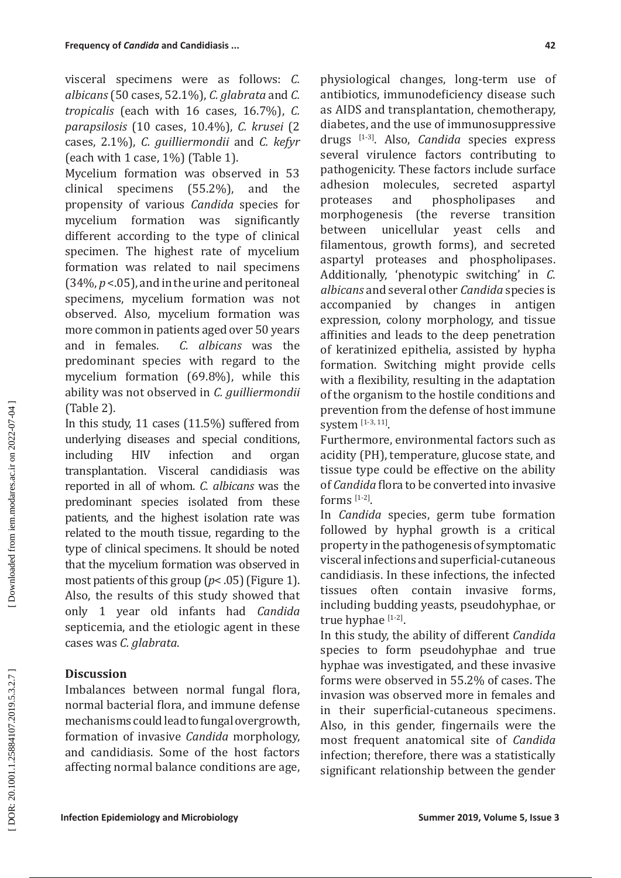visceral specimens were as follows: *C. albicans* (50 cases, 52.1%), *C. glabrata* and *C. tropicalis* (each with 16 cases, 16.7%), *C. parapsilosis* (10 cases, 10.4%), *C. krusei* (2 cases, 2.1%), *C. guilliermondii* and *C. kefyr* (each with 1 case, 1%) (Table 1).

Mycelium formation was observed in 53 clinical specimens (55.2%), and the propensity of various *Candida* species for mycelium formation was significantly different according to the type of clinical specimen. The highest rate of mycelium formation was related to nail specimens (34%, $p < .05$), and in the urine and peritoneal specimens, mycelium formation was not observed. Also, mycelium formation was more common in patients aged over 50 years and in females. *C. albicans* was the predominant species with regard to the mycelium formation (69.8%), while this ability was not observed in *C. guilliermondii* (Table 2).

In this study, 11 cases (11.5%) suffered from underlying diseases and special conditions, including HIV infection and organ transplantation. Visceral candidiasis was reported in all of whom. *C. albicans* was the predominant species isolated from these patients, and the highest isolation rate was related to the mouth tissue, regarding to the type of clinical specimens. It should be noted that the mycelium formation was observed in most patients of this group ($p < .05$) (Figure 1). Also, the results of this study showed that only 1 year old infants had *Candida* septicemia, and the etiologic agent in these cases was *C. glabrata*.

## Discussion

Imbalances between normal fungal flora, normal bacterial flora, and immune defense mechanisms could lead to fungal overgrowth, formation of invasive *Candida* morphology, and candidiasis. Some of the host factors affecting normal balance conditions are age, physiological changes, long-term use of antibiotics, immunodeficiency disease such as AIDS and transplantation, chemotherapy, diabetes, and the use of immunosuppressive drugs [1-3]. Also, *Candida* species express several virulence factors contributing to pathogenicity. These factors include surface adhesion molecules, secreted aspartyl proteases and phospholipases and morphogenesis (the reverse transition between unicellular yeast cells and filamentous, growth forms), and secreted aspartyl proteases and phospholipases. Additionally, 'phenotypic switching' in *C. albicans* and several other *Candida* species is accompanied by changes in antigen expression, colony morphology, and tissue affinities and leads to the deep penetration of keratinized epithelia, assisted by hypha formation. Switching might provide cells with a flexibility, resulting in the adaptation of the organism to the hostile conditions and prevention from the defense of host immune system [1-3, 11].

Furthermore, environmental factors such as acidity (PH), temperature, glucose state, and tissue type could be effective on the ability of *Candida* flora to be converted into invasive forms [1-2].

In *Candida* species, germ tube formation followed by hyphal growth is a critical property in the pathogenesis of symptomatic visceral infections and superficial-cutaneous candidiasis. In these infections, the infected tissues often contain invasive forms, including budding yeasts, pseudohyphae, or true hyphae [1-2].

In this study, the ability of different *Candida* species to form pseudohyphae and true hyphae was investigated, and these invasive forms were observed in 55.2% of cases. The invasion was observed more in females and in their superficial-cutaneous specimens. Also, in this gender, fingernails were the most frequent anatomical site of *Candida* infection; therefore, there was a statistically significant relationship between the gender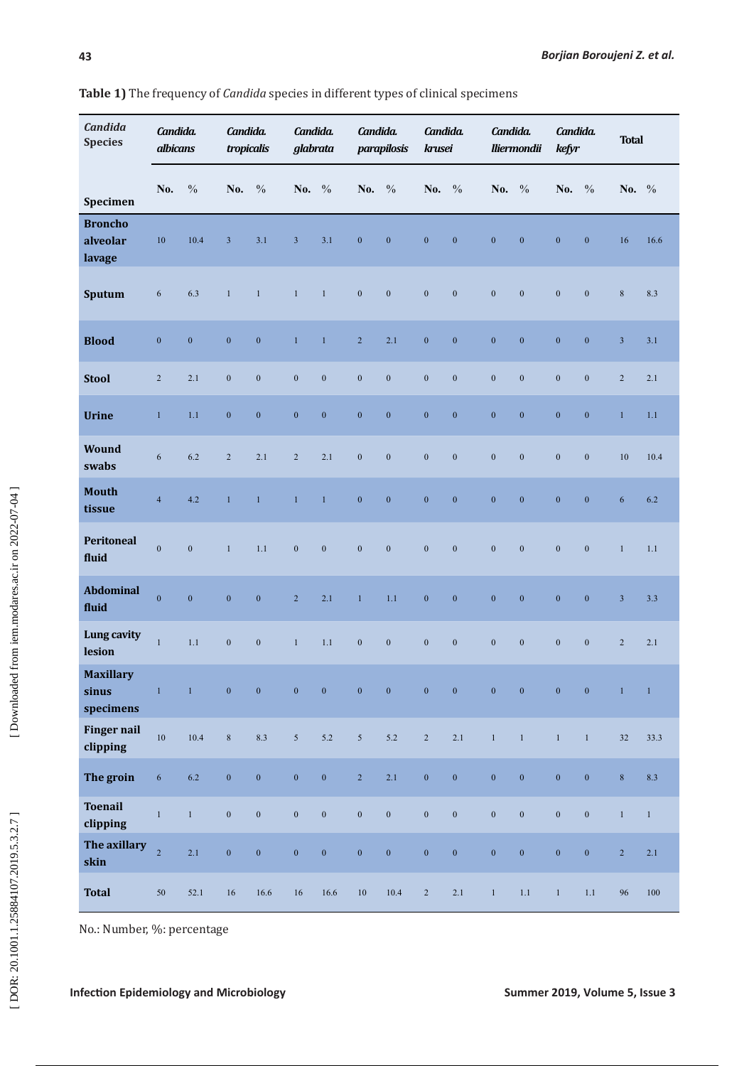**Table 1)** The frequency of *Candida* species in different types of clinical specimens

| *Candida* Species / Specimen | *Candida. albicans* | | *Candida. tropicalis* | | *Candida. glabrata* | | *Candida. parapilosis* | | *Candida. krusei* | | *Candida. lliermondii* | | *Candida. kefyr* | | Total | |
|---|---|---|---|---|---|---|---|---|---|---|---|---|---|---|---|---|
| | No. | % | No. | % | No. | % | No. | % | No. | % | No. | % | No. | % | No. | % |
| **Broncho alveolar lavage** | 10 | 10.4 | 3 | 3.1 | 3 | 3.1 | 0 | 0 | 0 | 0 | 0 | 0 | 0 | 0 | 16 | 16.6 |
| **Sputum** | 6 | 6.3 | 1 | 1 | 1 | 1 | 0 | 0 | 0 | 0 | 0 | 0 | 0 | 0 | 8 | 8.3 |
| **Blood** | 0 | 0 | 0 | 0 | 1 | 1 | 2 | 2.1 | 0 | 0 | 0 | 0 | 0 | 0 | 3 | 3.1 |
| **Stool** | 2 | 2.1 | 0 | 0 | 0 | 0 | 0 | 0 | 0 | 0 | 0 | 0 | 0 | 0 | 2 | 2.1 |
| **Urine** | 1 | 1.1 | 0 | 0 | 0 | 0 | 0 | 0 | 0 | 0 | 0 | 0 | 0 | 0 | 1 | 1.1 |
| **Wound swabs** | 6 | 6.2 | 2 | 2.1 | 2 | 2.1 | 0 | 0 | 0 | 0 | 0 | 0 | 0 | 0 | 10 | 10.4 |
| **Mouth tissue** | 4 | 4.2 | 1 | 1 | 1 | 1 | 0 | 0 | 0 | 0 | 0 | 0 | 0 | 0 | 6 | 6.2 |
| **Peritoneal fluid** | 0 | 0 | 1 | 1.1 | 0 | 0 | 0 | 0 | 0 | 0 | 0 | 0 | 0 | 0 | 1 | 1.1 |
| **Abdominal fluid** | 0 | 0 | 0 | 0 | 2 | 2.1 | 1 | 1.1 | 0 | 0 | 0 | 0 | 0 | 0 | 3 | 3.3 |
| **Lung cavity lesion** | 1 | 1.1 | 0 | 0 | 1 | 1.1 | 0 | 0 | 0 | 0 | 0 | 0 | 0 | 0 | 2 | 2.1 |
| **Maxillary sinus specimens** | 1 | 1 | 0 | 0 | 0 | 0 | 0 | 0 | 0 | 0 | 0 | 0 | 0 | 0 | 1 | 1 |
| **Finger nail clipping** | 10 | 10.4 | 8 | 8.3 | 5 | 5.2 | 5 | 5.2 | 2 | 2.1 | 1 | 1 | 1 | 1 | 32 | 33.3 |
| **The groin** | 6 | 6.2 | 0 | 0 | 0 | 0 | 2 | 2.1 | 0 | 0 | 0 | 0 | 0 | 0 | 8 | 8.3 |
| **Toenail clipping** | 1 | 1 | 0 | 0 | 0 | 0 | 0 | 0 | 0 | 0 | 0 | 0 | 0 | 0 | 1 | 1 |
| **The axillary skin** | 2 | 2.1 | 0 | 0 | 0 | 0 | 0 | 0 | 0 | 0 | 0 | 0 | 0 | 0 | 2 | 2.1 |
| **Total** | 50 | 52.1 | 16 | 16.6 | 16 | 16.6 | 10 | 10.4 | 2 | 2.1 | 1 | 1.1 | 1 | 1.1 | 96 | 100 |

No.: Number, %: percentage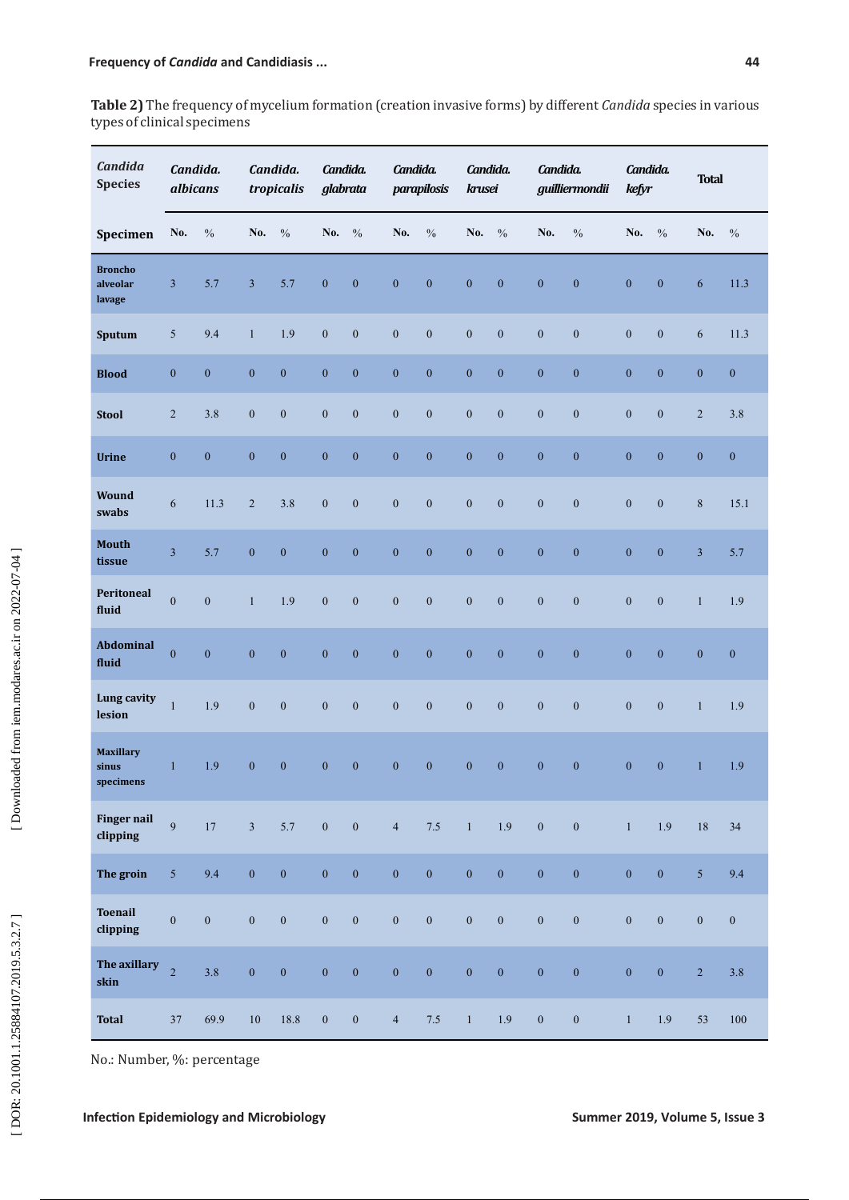**Table 2)** The frequency of mycelium formation (creation invasive forms) by different *Candida* species in various types of clinical specimens

| *Candida* Species | *Candida. albicans* | | *Candida. tropicalis* | | *Candida. glabrata* | | *Candida. parapilosis* | | *Candida. krusei* | | *Candida. guilliermondii* | | *Candida. kefyr* | | Total | |
|---|---|---|---|---|---|---|---|---|---|---|---|---|---|---|---|---|
| **Specimen** | No. | % | No. | % | No. | % | No. | % | No. | % | No. | % | No. | % | No. | % |
| **Broncho alveolar lavage** | 3 | 5.7 | 3 | 5.7 | 0 | 0 | 0 | 0 | 0 | 0 | 0 | 0 | 0 | 0 | 6 | 11.3 |
| **Sputum** | 5 | 9.4 | 1 | 1.9 | 0 | 0 | 0 | 0 | 0 | 0 | 0 | 0 | 0 | 0 | 6 | 11.3 |
| **Blood** | 0 | 0 | 0 | 0 | 0 | 0 | 0 | 0 | 0 | 0 | 0 | 0 | 0 | 0 | 0 | 0 |
| **Stool** | 2 | 3.8 | 0 | 0 | 0 | 0 | 0 | 0 | 0 | 0 | 0 | 0 | 0 | 0 | 2 | 3.8 |
| **Urine** | 0 | 0 | 0 | 0 | 0 | 0 | 0 | 0 | 0 | 0 | 0 | 0 | 0 | 0 | 0 | 0 |
| **Wound swabs** | 6 | 11.3 | 2 | 3.8 | 0 | 0 | 0 | 0 | 0 | 0 | 0 | 0 | 0 | 0 | 8 | 15.1 |
| **Mouth tissue** | 3 | 5.7 | 0 | 0 | 0 | 0 | 0 | 0 | 0 | 0 | 0 | 0 | 0 | 0 | 3 | 5.7 |
| **Peritoneal fluid** | 0 | 0 | 1 | 1.9 | 0 | 0 | 0 | 0 | 0 | 0 | 0 | 0 | 0 | 0 | 1 | 1.9 |
| **Abdominal fluid** | 0 | 0 | 0 | 0 | 0 | 0 | 0 | 0 | 0 | 0 | 0 | 0 | 0 | 0 | 0 | 0 |
| **Lung cavity lesion** | 1 | 1.9 | 0 | 0 | 0 | 0 | 0 | 0 | 0 | 0 | 0 | 0 | 0 | 0 | 1 | 1.9 |
| **Maxillary sinus specimens** | 1 | 1.9 | 0 | 0 | 0 | 0 | 0 | 0 | 0 | 0 | 0 | 0 | 0 | 0 | 1 | 1.9 |
| **Finger nail clipping** | 9 | 17 | 3 | 5.7 | 0 | 0 | 4 | 7.5 | 1 | 1.9 | 0 | 0 | 1 | 1.9 | 18 | 34 |
| **The groin** | 5 | 9.4 | 0 | 0 | 0 | 0 | 0 | 0 | 0 | 0 | 0 | 0 | 0 | 0 | 5 | 9.4 |
| **Toenail clipping** | 0 | 0 | 0 | 0 | 0 | 0 | 0 | 0 | 0 | 0 | 0 | 0 | 0 | 0 | 0 | 0 |
| **The axillary skin** | 2 | 3.8 | 0 | 0 | 0 | 0 | 0 | 0 | 0 | 0 | 0 | 0 | 0 | 0 | 2 | 3.8 |
| **Total** | 37 | 69.9 | 10 | 18.8 | 0 | 0 | 4 | 7.5 | 1 | 1.9 | 0 | 0 | 1 | 1.9 | 53 | 100 |

No.: Number, %: percentage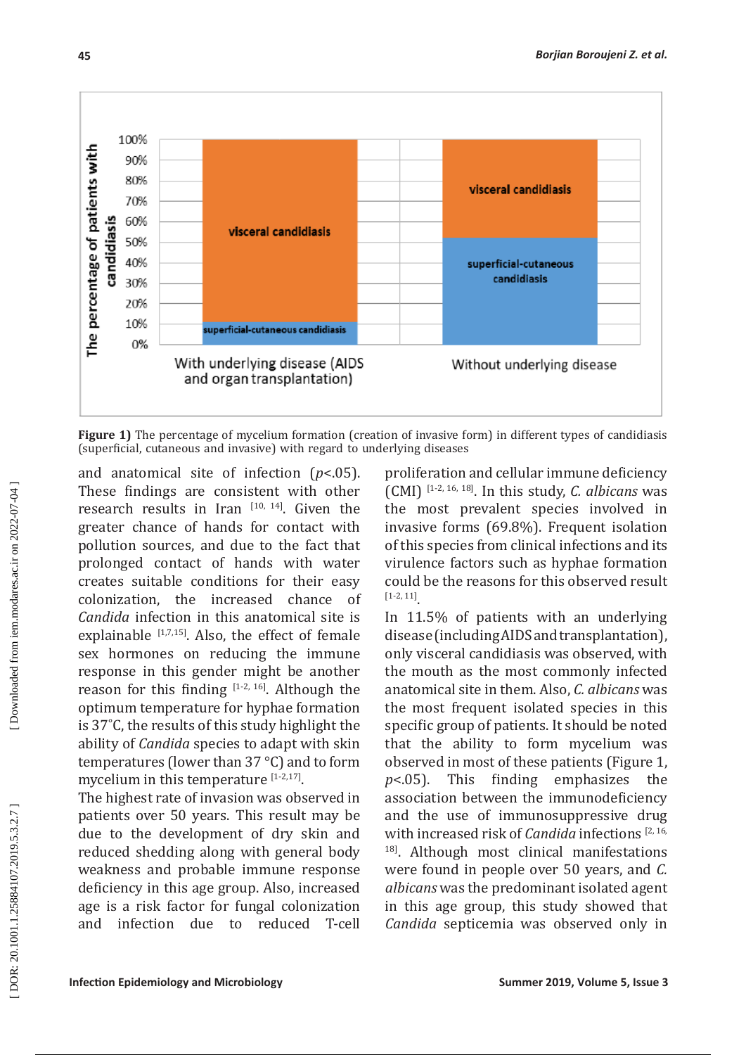Figure 1) The percentage of mycelium formation (creation of invasive form) in different types of candidiasis (superficial, cutaneous and invasive) with regard to underlying diseases

and anatomical site of infection ($p<.05$). These findings are consistent with other research results in Iran [10, 14]. Given the greater chance of hands for contact with pollution sources, and due to the fact that prolonged contact of hands with water creates suitable conditions for their easy colonization, the increased chance of *Candida* infection in this anatomical site is explainable [1,7,15]. Also, the effect of female sex hormones on reducing the immune response in this gender might be another reason for this finding [1-2, 16]. Although the optimum temperature for hyphae formation is 37°C, the results of this study highlight the ability of *Candida* species to adapt with skin temperatures (lower than 37 °C) and to form mycelium in this temperature [1-2,17].

The highest rate of invasion was observed in patients over 50 years. This result may be due to the development of dry skin and reduced shedding along with general body weakness and probable immune response deficiency in this age group. Also, increased age is a risk factor for fungal colonization and infection due to reduced T-cell proliferation and cellular immune deficiency (CMI) [1-2, 16, 18]. In this study, *C. albicans* was the most prevalent species involved in invasive forms (69.8%). Frequent isolation of this species from clinical infections and its virulence factors such as hyphae formation could be the reasons for this observed result [1-2, 11].

In 11.5% of patients with an underlying disease (including AIDS and transplantation), only visceral candidiasis was observed, with the mouth as the most commonly infected anatomical site in them. Also, *C. albicans* was the most frequent isolated species in this specific group of patients. It should be noted that the ability to form mycelium was observed in most of these patients (Figure 1, $p<.05$). This finding emphasizes the association between the immunodeficiency and the use of immunosuppressive drug with increased risk of *Candida* infections [2, 16, 18]. Although most clinical manifestations were found in people over 50 years, and *C. albicans* was the predominant isolated agent in this age group, this study showed that *Candida* septicemia was observed only in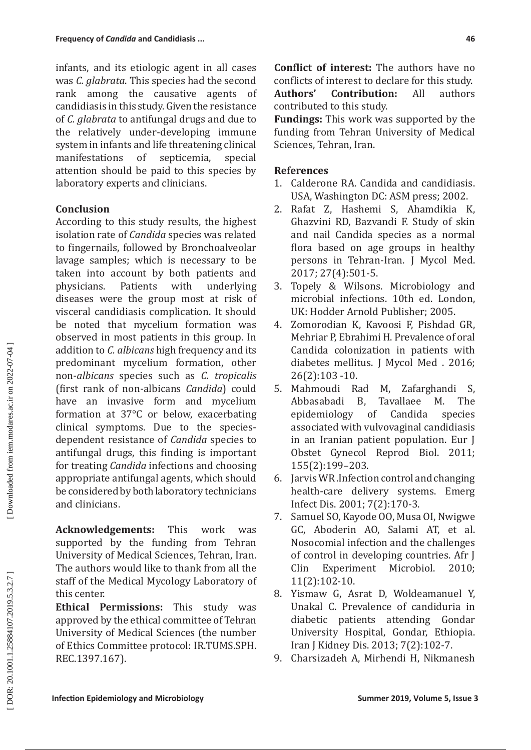infants, and its etiologic agent in all cases was *C. glabrata*. This species had the second rank among the causative agents of candidiasis in this study. Given the resistance of *C. glabrata* to antifungal drugs and due to the relatively under-developing immune system in infants and life threatening clinical manifestations of septicemia, special attention should be paid to this species by laboratory experts and clinicians.

## Conclusion

According to this study results, the highest isolation rate of *Candida* species was related to fingernails, followed by Bronchoalveolar lavage samples; which is necessary to be taken into account by both patients and physicians. Patients with underlying diseases were the group most at risk of visceral candidiasis complication. It should be noted that mycelium formation was observed in most patients in this group. In addition to *C. albicans* high frequency and its predominant mycelium formation, other non-*albicans* species such as *C. tropicalis* (first rank of non-albicans *Candida*) could have an invasive form and mycelium formation at 37°C or below, exacerbating clinical symptoms. Due to the species-dependent resistance of *Candida* species to antifungal drugs, this finding is important for treating *Candida* infections and choosing appropriate antifungal agents, which should be considered by both laboratory technicians and clinicians.

**Acknowledgements:** This work was supported by the funding from Tehran University of Medical Sciences, Tehran, Iran. The authors would like to thank from all the staff of the Medical Mycology Laboratory of this center.

**Ethical Permissions:** This study was approved by the ethical committee of Tehran University of Medical Sciences (the number of Ethics Committee protocol: IR.TUMS.SPH.REC.1397.167).

**Conflict of interest:** The authors have no conflicts of interest to declare for this study.

**Authors' Contribution:** All authors contributed to this study.

**Fundings:** This work was supported by the funding from Tehran University of Medical Sciences, Tehran, Iran.

## References

1. Calderone RA. Candida and candidiasis. USA, Washington DC: ASM press; 2002.
2. Rafat Z, Hashemi S, Ahamdikia K, Ghazvini RD, Bazvandi F. Study of skin and nail Candida species as a normal flora based on age groups in healthy persons in Tehran-Iran. J Mycol Med. 2017; 27(4):501-5.
3. Topely & Wilsons. Microbiology and microbial infections. 10th ed. London, UK: Hodder Arnold Publisher; 2005.
4. Zomorodian K, Kavoosi F, Pishdad GR, Mehriar P, Ebrahimi H. Prevalence of oral Candida colonization in patients with diabetes mellitus. J Mycol Med . 2016; 26(2):103 -10.
5. Mahmoudi Rad M, Zafarghandi S, Abbasabadi B, Tavallaee M. The epidemiology of Candida species associated with vulvovaginal candidiasis in an Iranian patient population. Eur J Obstet Gynecol Reprod Biol. 2011; 155(2):199–203.
6. Jarvis WR .Infection control and changing health-care delivery systems. Emerg Infect Dis. 2001; 7(2):170-3.
7. Samuel SO, Kayode OO, Musa OI, Nwigwe GC, Aboderin AO, Salami AT, et al. Nosocomial infection and the challenges of control in developing countries. Afr J Clin Experiment Microbiol. 2010; 11(2):102-10.
8. Yismaw G, Asrat D, Woldeamanuel Y, Unakal C. Prevalence of candiduria in diabetic patients attending Gondar University Hospital, Gondar, Ethiopia. Iran J Kidney Dis. 2013; 7(2):102-7.
9. Charsizadeh A, Mirhendi H, Nikmanesh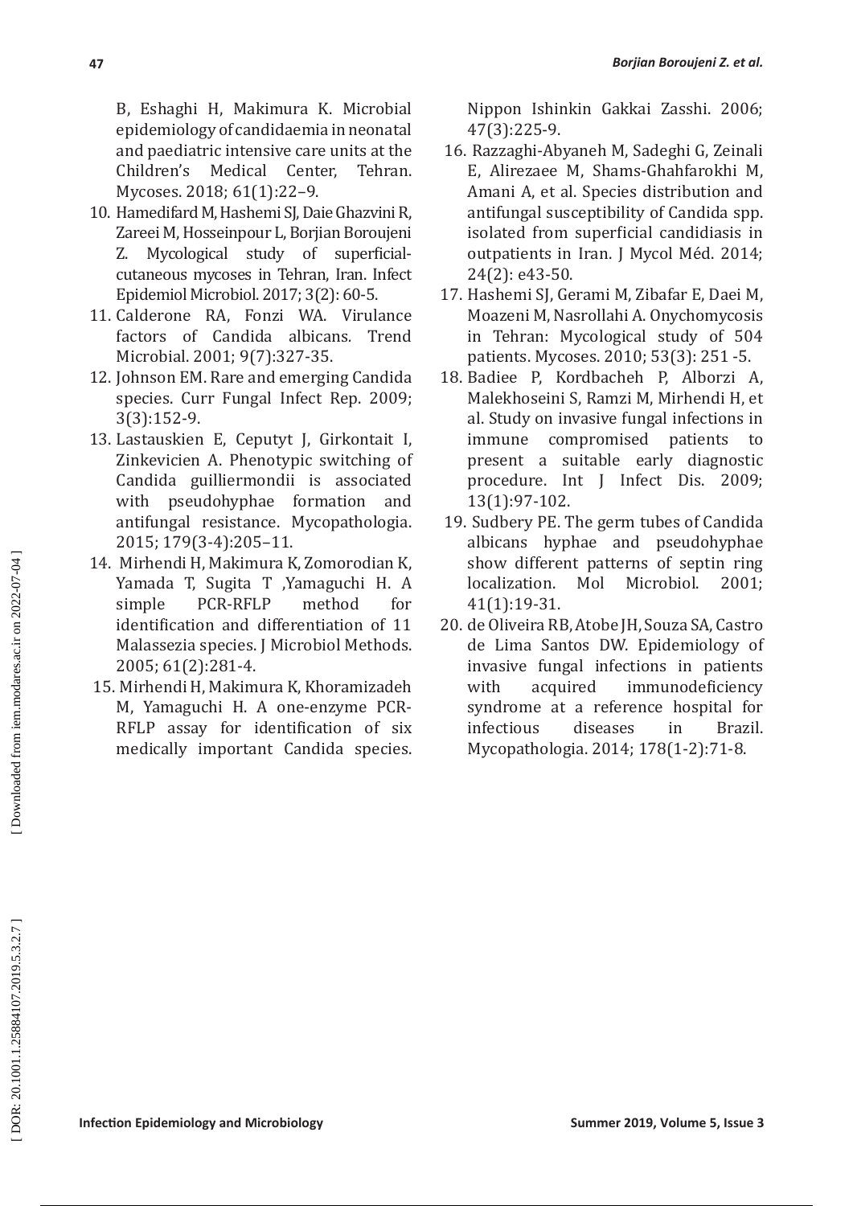B, Eshaghi H, Makimura K. Microbial epidemiology of candidaemia in neonatal and paediatric intensive care units at the Children's Medical Center, Tehran. Mycoses. 2018; 61(1):22–9.

10. Hamedifard M, Hashemi SJ, Daie Ghazvini R, Zareei M, Hosseinpour L, Borjian Boroujeni Z. Mycological study of superficial-cutaneous mycoses in Tehran, Iran. Infect Epidemiol Microbiol. 2017; 3(2): 60-5.
11. Calderone RA, Fonzi WA. Virulance factors of Candida albicans. Trend Microbial. 2001; 9(7):327-35.
12. Johnson EM. Rare and emerging Candida species. Curr Fungal Infect Rep. 2009; 3(3):152-9.
13. Lastauskien E, Ceputyt J, Girkontait I, Zinkevicien A. Phenotypic switching of Candida guilliermondii is associated with pseudohyphae formation and antifungal resistance. Mycopathologia. 2015; 179(3-4):205–11.
14. Mirhendi H, Makimura K, Zomorodian K, Yamada T, Sugita T ,Yamaguchi H. A simple PCR-RFLP method for identification and differentiation of 11 Malassezia species. J Microbiol Methods. 2005; 61(2):281-4.
15. Mirhendi H, Makimura K, Khoramizadeh M, Yamaguchi H. A one-enzyme PCR-RFLP assay for identification of six medically important Candida species. Nippon Ishinkin Gakkai Zasshi. 2006; 47(3):225-9.
16. Razzaghi-Abyaneh M, Sadeghi G, Zeinali E, Alirezaee M, Shams-Ghahfarokhi M, Amani A, et al. Species distribution and antifungal susceptibility of Candida spp. isolated from superficial candidiasis in outpatients in Iran. J Mycol Méd. 2014; 24(2): e43-50.
17. Hashemi SJ, Gerami M, Zibafar E, Daei M, Moazeni M, Nasrollahi A. Onychomycosis in Tehran: Mycological study of 504 patients. Mycoses. 2010; 53(3): 251 -5.
18. Badiee P, Kordbacheh P, Alborzi A, Malekhoseini S, Ramzi M, Mirhendi H, et al. Study on invasive fungal infections in immune compromised patients to present a suitable early diagnostic procedure. Int J Infect Dis. 2009; 13(1):97-102.
19. Sudbery PE. The germ tubes of Candida albicans hyphae and pseudohyphae show different patterns of septin ring localization. Mol Microbiol. 2001; 41(1):19-31.
20. de Oliveira RB, Atobe JH, Souza SA, Castro de Lima Santos DW. Epidemiology of invasive fungal infections in patients with acquired immunodeficiency syndrome at a reference hospital for infectious diseases in Brazil. Mycopathologia. 2014; 178(1-2):71-8.